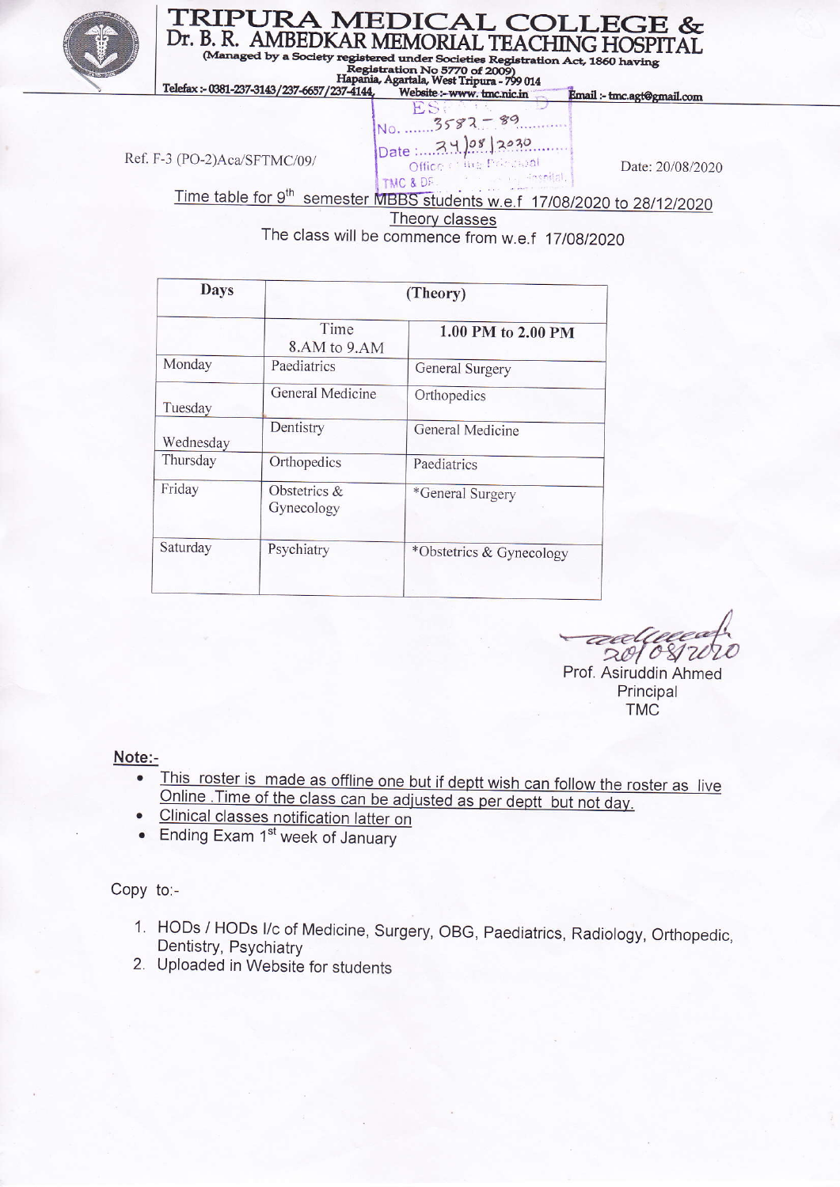# TRIPURA MEDICAL COLLEGE & Dr. B. R. AMBEDKAR MEMORIAL TEACHING HOSPITAL

(Managed by a Society registered under Societies Registration Act, 1860 having Registration No 5770 of 2009)
Hapania, Agartala, West Tripura - 799 014

Telefax :- 0381-237-3143/237-6657/237-4144, Website :- www. tmc.nic.in Email :- tmc.agt@gmail.com

No. .......3582 - 89..........
Date :.....24/08/2020........
Office of the Principal
TMC & DR. ... Hospital

Ref. F-3 (PO-2)Aca/SFTMC/09/

Date: 20/08/2020

Time table for 9th semester MBBS students w.e.f 17/08/2020 to 28/12/2020

Theory classes

The class will be commence from w.e.f 17/08/2020

| Days | (Theory) | |
|---|---|---|
| | Time 8.AM to 9.AM | **1.00 PM to 2.00 PM** |
| Monday | Paediatrics | General Surgery |
| Tuesday | General Medicine | Orthopedics |
| Wednesday | Dentistry | General Medicine |
| Thursday | Orthopedics | Paediatrics |
| Friday | Obstetrics & Gynecology | *General Surgery |
| Saturday | Psychiatry | *Obstetrics & Gynecology |

20/08/2020

Prof. Asiruddin Ahmed
Principal
TMC

**Note:-**

- This roster is made as offline one but if deptt wish can follow the roster as live Online .Time of the class can be adjusted as per deptt but not day.
- Clinical classes notification latter on
- Ending Exam 1st week of January

Copy to:-

1. HODs / HODs I/c of Medicine, Surgery, OBG, Paediatrics, Radiology, Orthopedic, Dentistry, Psychiatry
2. Uploaded in Website for students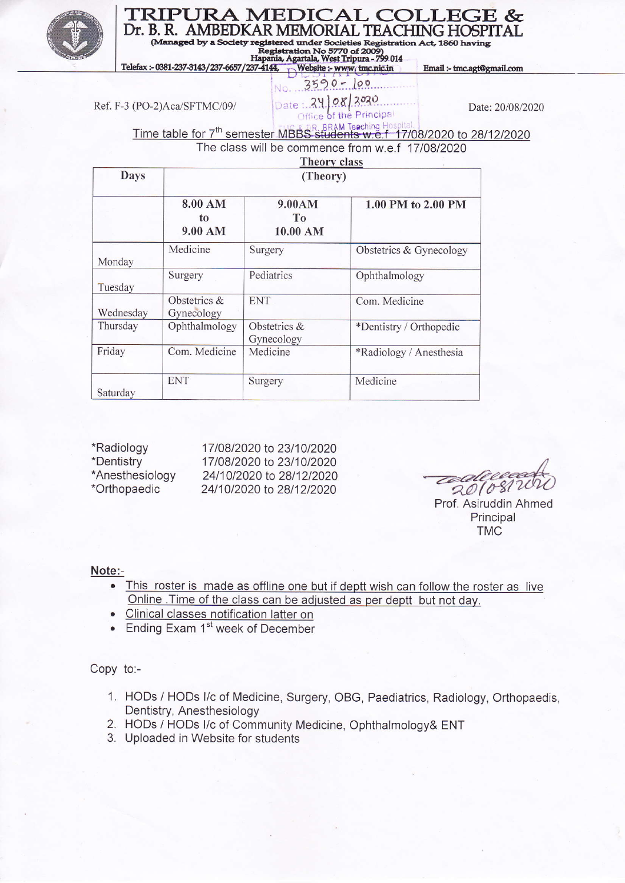# TRIPURA MEDICAL COLLEGE & Dr. B. R. AMBEDKAR MEMORIAL TEACHING HOSPITAL

(Managed by a Society registered under Societies Registration Act, 1860 having Registration No 5770 of 2009)
Hapania, Agartala, West Tripura - 799 014

Telefax :- 0381-237-3143/237-6657/237-4144, Website :- www. tmc.nic.in Email :- tmc.agt@gmail.com

No. 3590-100
Date: 24/08/2020
Office of the Principal
TMC & Dr. BRAM Teaching Hospital

Ref. F-3 (PO-2)Aca/SFTMC/09/ Date: 20/08/2020

Time table for 7th semester MBBS students w.e.f 17/08/2020 to 28/12/2020

The class will be commence from w.e.f 17/08/2020

**Theory class**

| Days | (Theory) | | |
|---|---|---|---|
| | **8.00 AM to 9.00 AM** | **9.00AM To 10.00 AM** | **1.00 PM to 2.00 PM** |
| Monday | Medicine | Surgery | Obstetrics & Gynecology |
| Tuesday | Surgery | Pediatrics | Ophthalmology |
| Wednesday | Obstetrics & Gynecology | ENT | Com. Medicine |
| Thursday | Ophthalmology | Obstetrics & Gynecology | *Dentistry / Orthopedic |
| Friday | Com. Medicine | Medicine | *Radiology / Anesthesia |
| Saturday | ENT | Surgery | Medicine |

*Radiology 17/08/2020 to 23/10/2020
*Dentistry 17/08/2020 to 23/10/2020
*Anesthesiology 24/10/2020 to 28/12/2020
*Orthopaedic 24/10/2020 to 28/12/2020

20/08/2020
Prof. Asiruddin Ahmed
Principal
TMC

**Note:-**

- This roster is made as offline one but if deptt wish can follow the roster as live Online . Time of the class can be adjusted as per deptt but not day.
- Clinical classes notification latter on
- Ending Exam 1st week of December

Copy to:-

1. HODs / HODs I/c of Medicine, Surgery, OBG, Paediatrics, Radiology, Orthopaedis, Dentistry, Anesthesiology
2. HODs / HODs I/c of Community Medicine, Ophthalmology& ENT
3. Uploaded in Website for students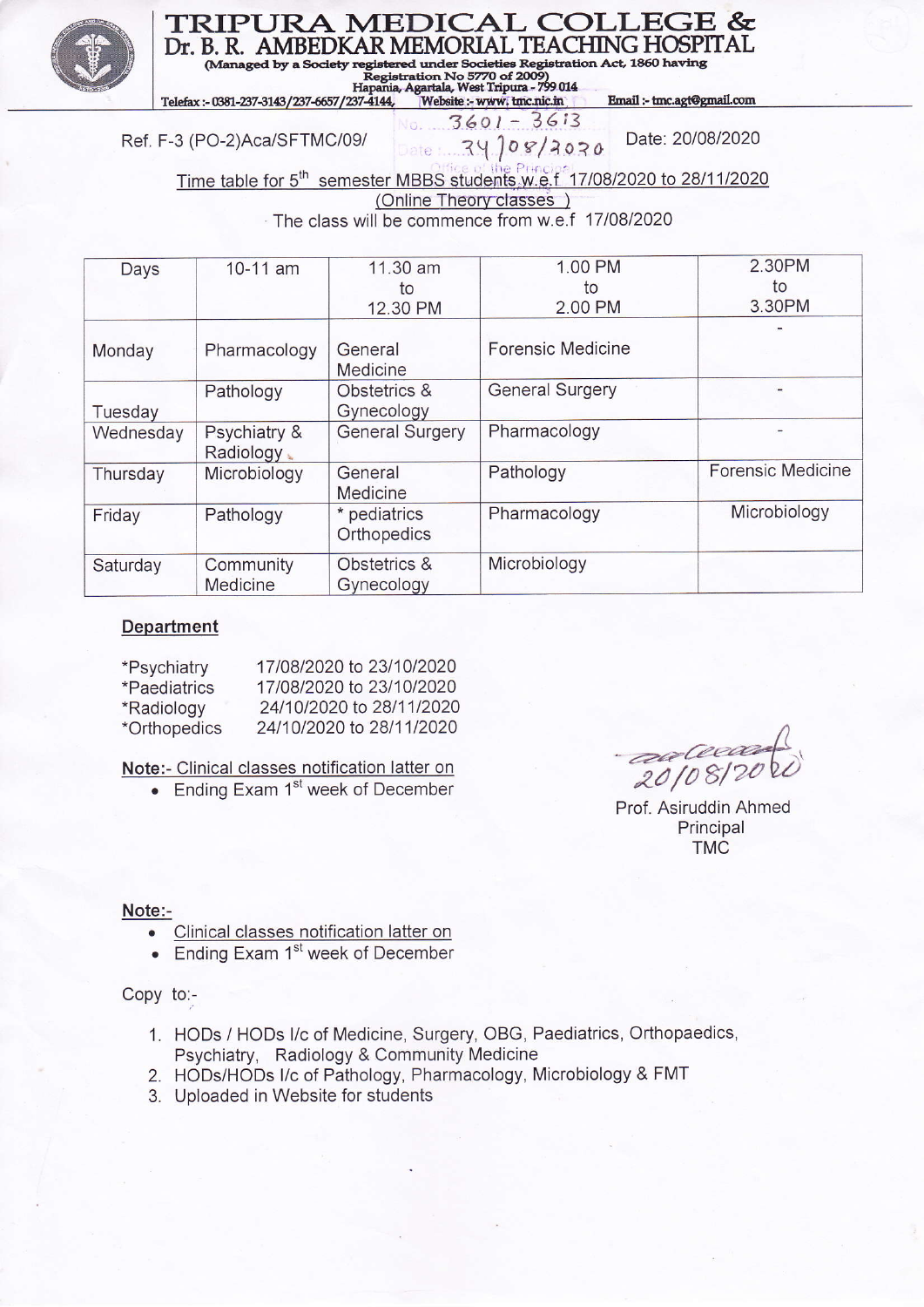# TRIPURA MEDICAL COLLEGE & Dr. B. R. AMBEDKAR MEMORIAL TEACHING HOSPITAL

(Managed by a Society registered under Societies Registration Act, 1860 having Registration No 5770 of 2009)
Hapania, Agartala, West Tripura - 799 014

Telefax :- 0381-237-3143/237-6657/237-4144, Website :- www. tmc.nic.in Email :- tmc.agt@gmail.com

No. 3601 - 3613
Date: 24/08/2020

Ref. F-3 (PO-2)Aca/SFTMC/09/ Date: 20/08/2020

Time table for 5th semester MBBS students w.e.f 17/08/2020 to 28/11/2020
(Online Theory classes )
The class will be commence from w.e.f 17/08/2020

| Days | 10-11 am | 11.30 am to 12.30 PM | 1.00 PM to 2.00 PM | 2.30PM to 3.30PM |
|---|---|---|---|---|
| Monday | Pharmacology | General Medicine | Forensic Medicine | - |
| Tuesday | Pathology | Obstetrics & Gynecology | General Surgery | - |
| Wednesday | Psychiatry & Radiology | General Surgery | Pharmacology | - |
| Thursday | Microbiology | General Medicine | Pathology | Forensic Medicine |
| Friday | Pathology | * pediatrics Orthopedics | Pharmacology | Microbiology |
| Saturday | Community Medicine | Obstetrics & Gynecology | Microbiology | |

**Department**

*Psychiatry 17/08/2020 to 23/10/2020
*Paediatrics 17/08/2020 to 23/10/2020
*Radiology 24/10/2020 to 28/11/2020
*Orthopedics 24/10/2020 to 28/11/2020

Note:- Clinical classes notification latter on

- Ending Exam 1st week of December

20/08/2020

Prof. Asiruddin Ahmed
Principal
TMC

Note:-

- Clinical classes notification latter on
- Ending Exam 1st week of December

Copy to:-

1. HODs / HODs I/c of Medicine, Surgery, OBG, Paediatrics, Orthopaedics, Psychiatry, Radiology & Community Medicine
2. HODs/HODs I/c of Pathology, Pharmacology, Microbiology & FMT
3. Uploaded in Website for students